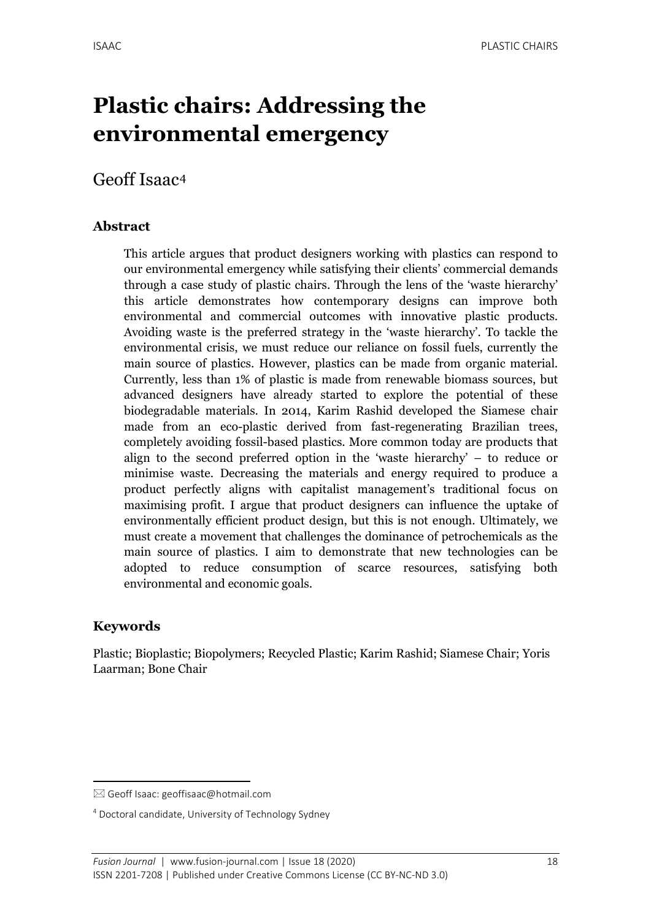# Plastic chairs: Addressing the environmental emergency

Geoff Isaac[4]

## Abstract

This article argues that product designers working with plastics can respond to our environmental emergency while satisfying their clients' commercial demands through a case study of plastic chairs. Through the lens of the 'waste hierarchy' this article demonstrates how contemporary designs can improve both environmental and commercial outcomes with innovative plastic products. Avoiding waste is the preferred strategy in the 'waste hierarchy'. To tackle the environmental crisis, we must reduce our reliance on fossil fuels, currently the main source of plastics. However, plastics can be made from organic material. Currently, less than 1% of plastic is made from renewable biomass sources, but advanced designers have already started to explore the potential of these biodegradable materials. In 2014, Karim Rashid developed the Siamese chair made from an eco-plastic derived from fast-regenerating Brazilian trees, completely avoiding fossil-based plastics. More common today are products that align to the second preferred option in the 'waste hierarchy' – to reduce or minimise waste. Decreasing the materials and energy required to produce a product perfectly aligns with capitalist management's traditional focus on maximising profit. I argue that product designers can influence the uptake of environmentally efficient product design, but this is not enough. Ultimately, we must create a movement that challenges the dominance of petrochemicals as the main source of plastics. I aim to demonstrate that new technologies can be adopted to reduce consumption of scarce resources, satisfying both environmental and economic goals.

## Keywords

Plastic; Bioplastic; Biopolymers; Recycled Plastic; Karim Rashid; Siamese Chair; Yoris Laarman; Bone Chair

---

✉ Geoff Isaac: geoffisaac@hotmail.com

[4] Doctoral candidate, University of Technology Sydney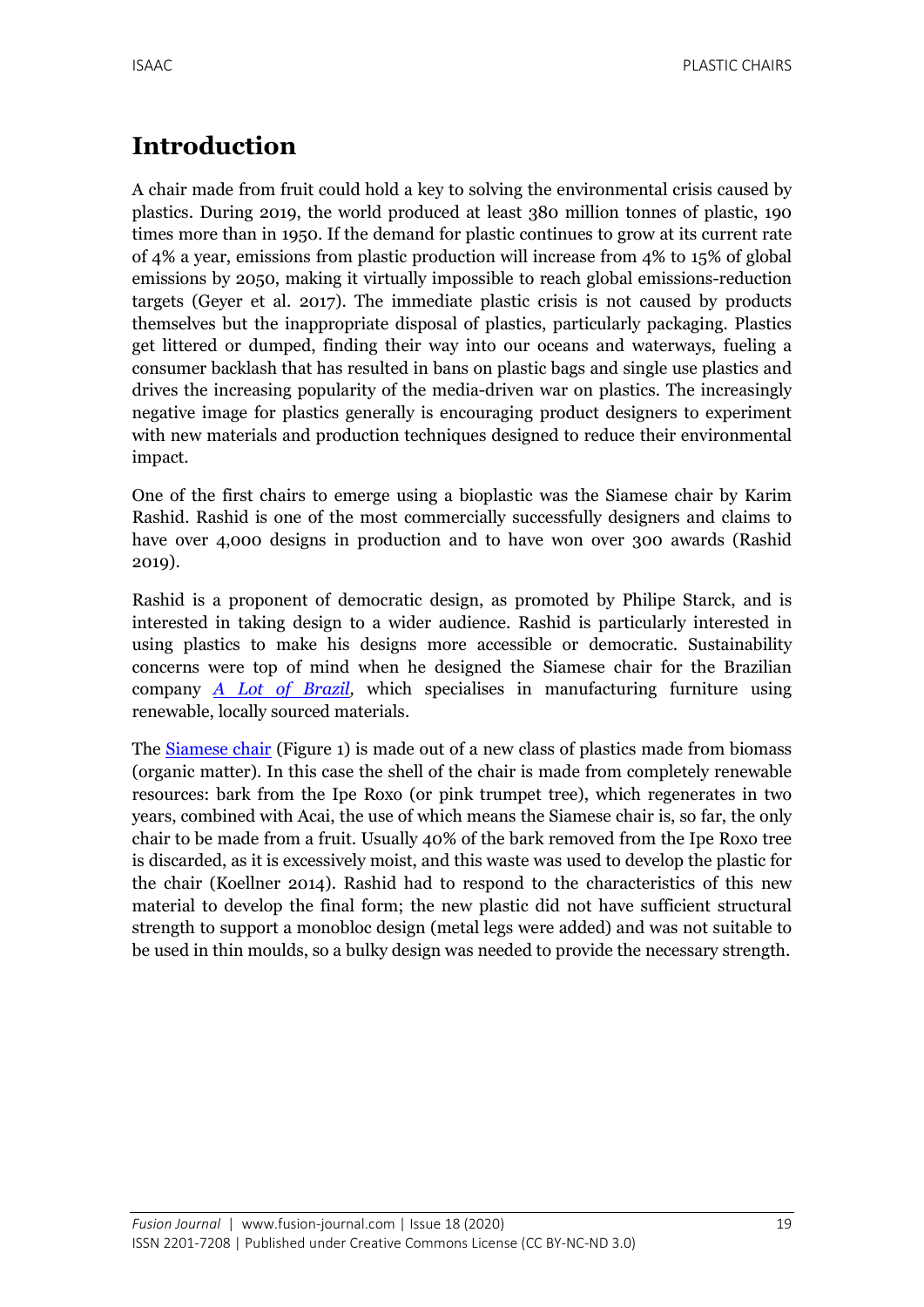# Introduction

A chair made from fruit could hold a key to solving the environmental crisis caused by plastics. During 2019, the world produced at least 380 million tonnes of plastic, 190 times more than in 1950. If the demand for plastic continues to grow at its current rate of 4% a year, emissions from plastic production will increase from 4% to 15% of global emissions by 2050, making it virtually impossible to reach global emissions-reduction targets (Geyer et al. 2017). The immediate plastic crisis is not caused by products themselves but the inappropriate disposal of plastics, particularly packaging. Plastics get littered or dumped, finding their way into our oceans and waterways, fueling a consumer backlash that has resulted in bans on plastic bags and single use plastics and drives the increasing popularity of the media-driven war on plastics. The increasingly negative image for plastics generally is encouraging product designers to experiment with new materials and production techniques designed to reduce their environmental impact.

One of the first chairs to emerge using a bioplastic was the Siamese chair by Karim Rashid. Rashid is one of the most commercially successfully designers and claims to have over 4,000 designs in production and to have won over 300 awards (Rashid 2019).

Rashid is a proponent of democratic design, as promoted by Philipe Starck, and is interested in taking design to a wider audience. Rashid is particularly interested in using plastics to make his designs more accessible or democratic. Sustainability concerns were top of mind when he designed the Siamese chair for the Brazilian company *A Lot of Brazil*, which specialises in manufacturing furniture using renewable, locally sourced materials.

The Siamese chair (Figure 1) is made out of a new class of plastics made from biomass (organic matter). In this case the shell of the chair is made from completely renewable resources: bark from the Ipe Roxo (or pink trumpet tree), which regenerates in two years, combined with Acai, the use of which means the Siamese chair is, so far, the only chair to be made from a fruit. Usually 40% of the bark removed from the Ipe Roxo tree is discarded, as it is excessively moist, and this waste was used to develop the plastic for the chair (Koellner 2014). Rashid had to respond to the characteristics of this new material to develop the final form; the new plastic did not have sufficient structural strength to support a monobloc design (metal legs were added) and was not suitable to be used in thin moulds, so a bulky design was needed to provide the necessary strength.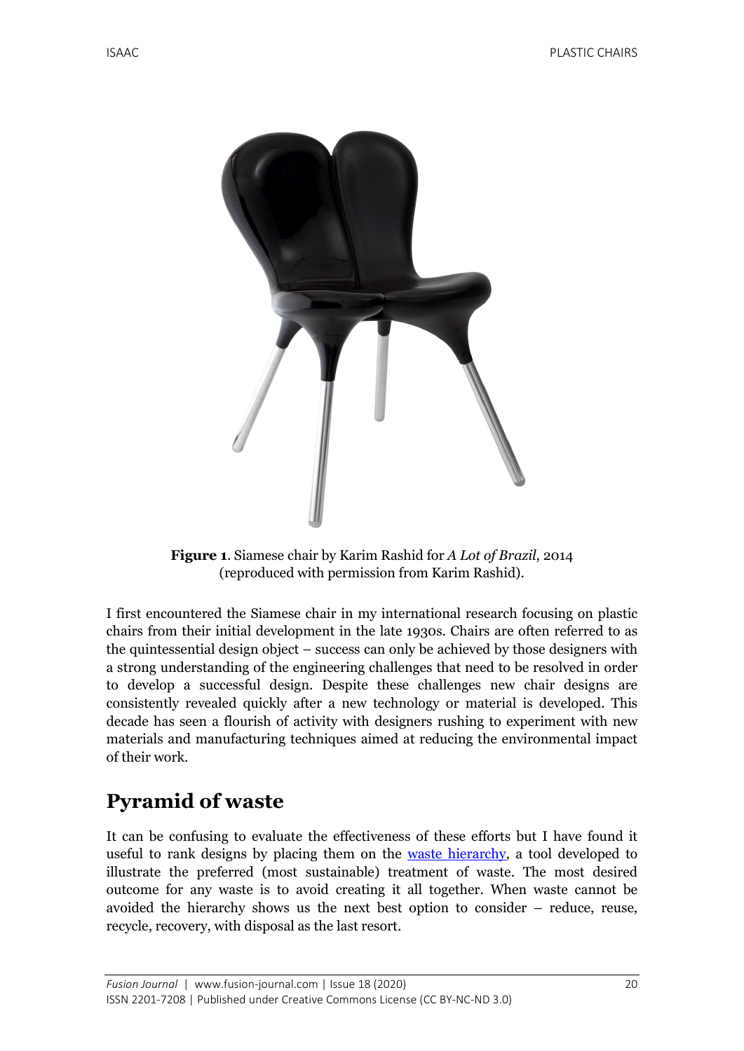**Figure 1**. Siamese chair by Karim Rashid for *A Lot of Brazil*, 2014 (reproduced with permission from Karim Rashid).

I first encountered the Siamese chair in my international research focusing on plastic chairs from their initial development in the late 1930s. Chairs are often referred to as the quintessential design object – success can only be achieved by those designers with a strong understanding of the engineering challenges that need to be resolved in order to develop a successful design. Despite these challenges new chair designs are consistently revealed quickly after a new technology or material is developed. This decade has seen a flourish of activity with designers rushing to experiment with new materials and manufacturing techniques aimed at reducing the environmental impact of their work.

## Pyramid of waste

It can be confusing to evaluate the effectiveness of these efforts but I have found it useful to rank designs by placing them on the waste hierarchy, a tool developed to illustrate the preferred (most sustainable) treatment of waste. The most desired outcome for any waste is to avoid creating it all together. When waste cannot be avoided the hierarchy shows us the next best option to consider – reduce, reuse, recycle, recovery, with disposal as the last resort.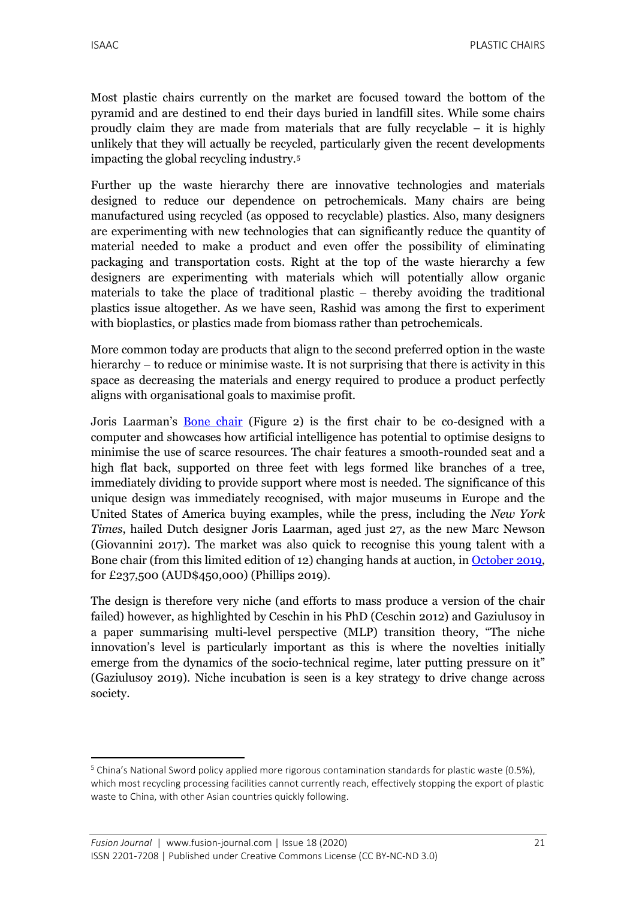Most plastic chairs currently on the market are focused toward the bottom of the pyramid and are destined to end their days buried in landfill sites. While some chairs proudly claim they are made from materials that are fully recyclable – it is highly unlikely that they will actually be recycled, particularly given the recent developments impacting the global recycling industry.[5]

Further up the waste hierarchy there are innovative technologies and materials designed to reduce our dependence on petrochemicals. Many chairs are being manufactured using recycled (as opposed to recyclable) plastics. Also, many designers are experimenting with new technologies that can significantly reduce the quantity of material needed to make a product and even offer the possibility of eliminating packaging and transportation costs. Right at the top of the waste hierarchy a few designers are experimenting with materials which will potentially allow organic materials to take the place of traditional plastic – thereby avoiding the traditional plastics issue altogether. As we have seen, Rashid was among the first to experiment with bioplastics, or plastics made from biomass rather than petrochemicals.

More common today are products that align to the second preferred option in the waste hierarchy – to reduce or minimise waste. It is not surprising that there is activity in this space as decreasing the materials and energy required to produce a product perfectly aligns with organisational goals to maximise profit.

Joris Laarman's Bone chair (Figure 2) is the first chair to be co-designed with a computer and showcases how artificial intelligence has potential to optimise designs to minimise the use of scarce resources. The chair features a smooth-rounded seat and a high flat back, supported on three feet with legs formed like branches of a tree, immediately dividing to provide support where most is needed. The significance of this unique design was immediately recognised, with major museums in Europe and the United States of America buying examples, while the press, including the *New York Times*, hailed Dutch designer Joris Laarman, aged just 27, as the new Marc Newson (Giovannini 2017). The market was also quick to recognise this young talent with a Bone chair (from this limited edition of 12) changing hands at auction, in October 2019, for £237,500 (AUD$450,000) (Phillips 2019).

The design is therefore very niche (and efforts to mass produce a version of the chair failed) however, as highlighted by Ceschin in his PhD (Ceschin 2012) and Gaziulusoy in a paper summarising multi-level perspective (MLP) transition theory, "The niche innovation's level is particularly important as this is where the novelties initially emerge from the dynamics of the socio-technical regime, later putting pressure on it" (Gaziulusoy 2019). Niche incubation is seen is a key strategy to drive change across society.

---

[5] China's National Sword policy applied more rigorous contamination standards for plastic waste (0.5%), which most recycling processing facilities cannot currently reach, effectively stopping the export of plastic waste to China, with other Asian countries quickly following.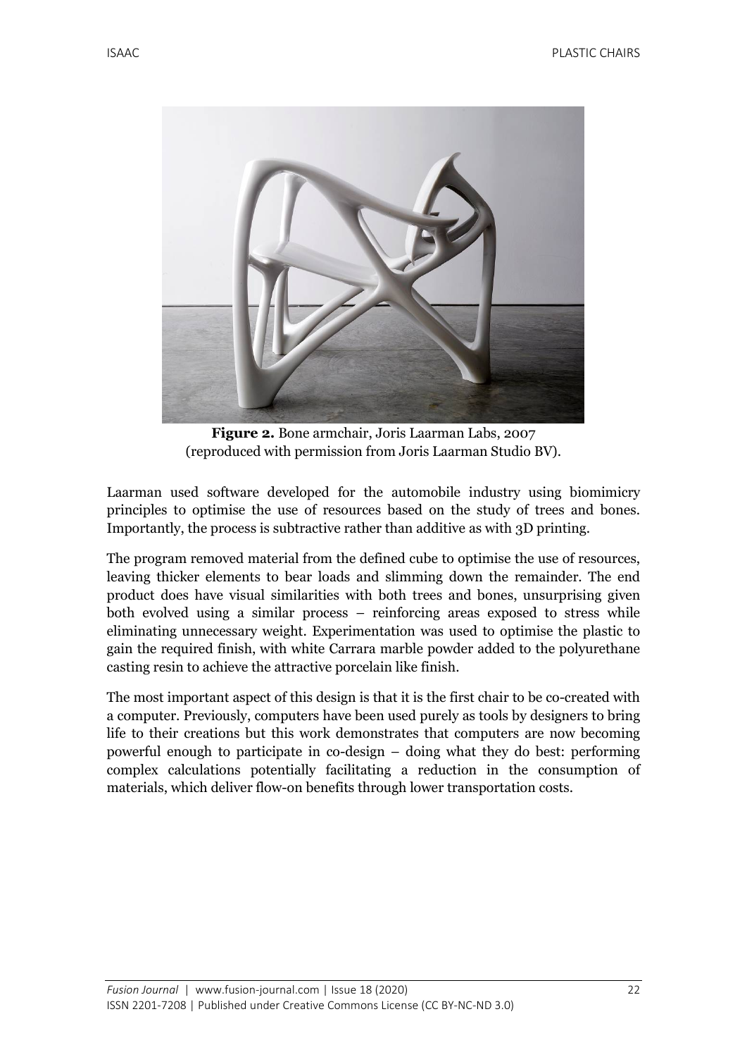**Figure 2.** Bone armchair, Joris Laarman Labs, 2007 (reproduced with permission from Joris Laarman Studio BV).

Laarman used software developed for the automobile industry using biomimicry principles to optimise the use of resources based on the study of trees and bones. Importantly, the process is subtractive rather than additive as with 3D printing.

The program removed material from the defined cube to optimise the use of resources, leaving thicker elements to bear loads and slimming down the remainder. The end product does have visual similarities with both trees and bones, unsurprising given both evolved using a similar process – reinforcing areas exposed to stress while eliminating unnecessary weight. Experimentation was used to optimise the plastic to gain the required finish, with white Carrara marble powder added to the polyurethane casting resin to achieve the attractive porcelain like finish.

The most important aspect of this design is that it is the first chair to be co-created with a computer. Previously, computers have been used purely as tools by designers to bring life to their creations but this work demonstrates that computers are now becoming powerful enough to participate in co-design – doing what they do best: performing complex calculations potentially facilitating a reduction in the consumption of materials, which deliver flow-on benefits through lower transportation costs.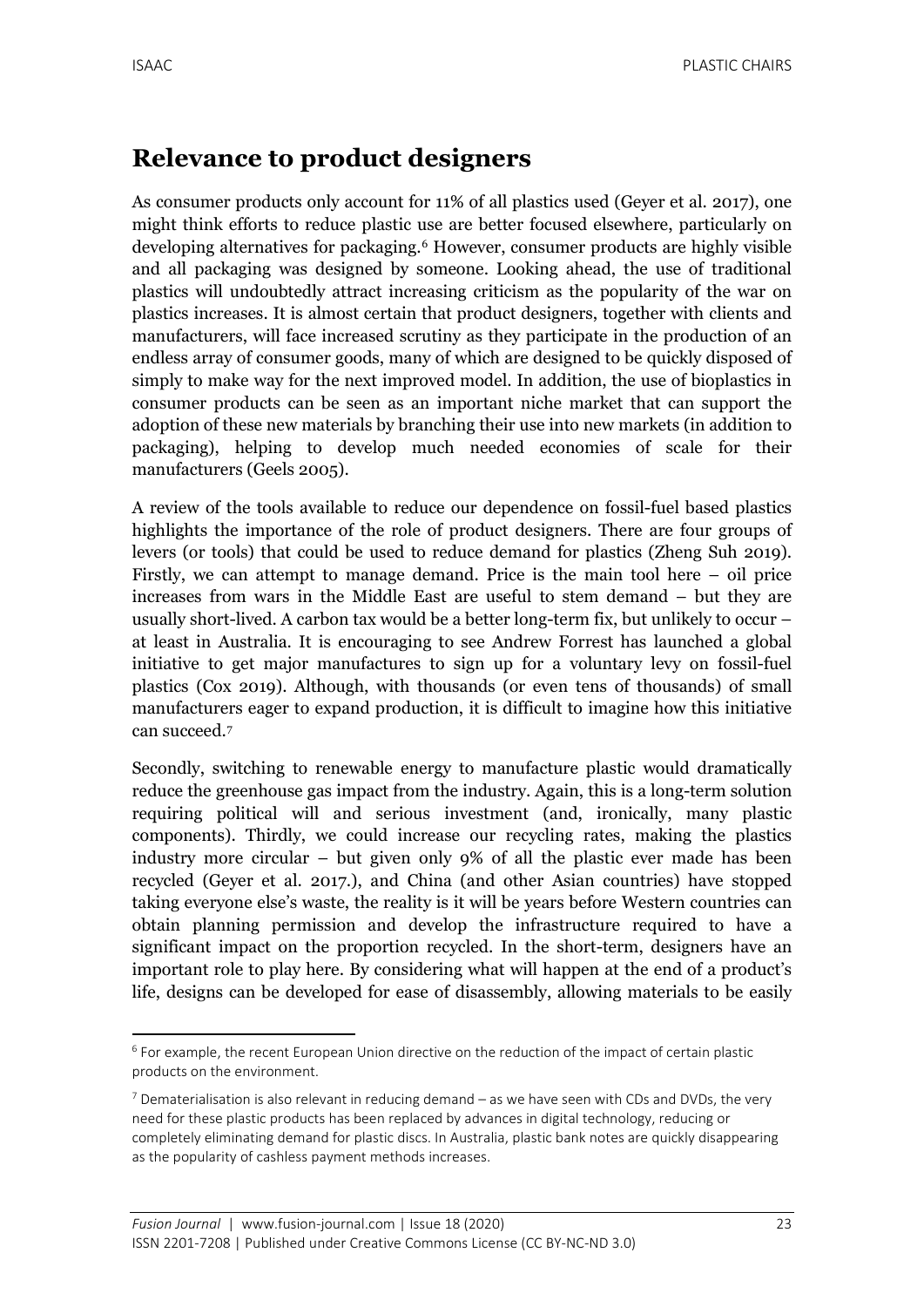## Relevance to product designers

As consumer products only account for 11% of all plastics used (Geyer et al. 2017), one might think efforts to reduce plastic use are better focused elsewhere, particularly on developing alternatives for packaging.[6] However, consumer products are highly visible and all packaging was designed by someone. Looking ahead, the use of traditional plastics will undoubtedly attract increasing criticism as the popularity of the war on plastics increases. It is almost certain that product designers, together with clients and manufacturers, will face increased scrutiny as they participate in the production of an endless array of consumer goods, many of which are designed to be quickly disposed of simply to make way for the next improved model. In addition, the use of bioplastics in consumer products can be seen as an important niche market that can support the adoption of these new materials by branching their use into new markets (in addition to packaging), helping to develop much needed economies of scale for their manufacturers (Geels 2005).

A review of the tools available to reduce our dependence on fossil-fuel based plastics highlights the importance of the role of product designers. There are four groups of levers (or tools) that could be used to reduce demand for plastics (Zheng Suh 2019). Firstly, we can attempt to manage demand. Price is the main tool here – oil price increases from wars in the Middle East are useful to stem demand – but they are usually short-lived. A carbon tax would be a better long-term fix, but unlikely to occur – at least in Australia. It is encouraging to see Andrew Forrest has launched a global initiative to get major manufactures to sign up for a voluntary levy on fossil-fuel plastics (Cox 2019). Although, with thousands (or even tens of thousands) of small manufacturers eager to expand production, it is difficult to imagine how this initiative can succeed.[7]

Secondly, switching to renewable energy to manufacture plastic would dramatically reduce the greenhouse gas impact from the industry. Again, this is a long-term solution requiring political will and serious investment (and, ironically, many plastic components). Thirdly, we could increase our recycling rates, making the plastics industry more circular – but given only 9% of all the plastic ever made has been recycled (Geyer et al. 2017.), and China (and other Asian countries) have stopped taking everyone else's waste, the reality is it will be years before Western countries can obtain planning permission and develop the infrastructure required to have a significant impact on the proportion recycled. In the short-term, designers have an important role to play here. By considering what will happen at the end of a product's life, designs can be developed for ease of disassembly, allowing materials to be easily

---

[6] For example, the recent European Union directive on the reduction of the impact of certain plastic products on the environment.

[7] Dematerialisation is also relevant in reducing demand – as we have seen with CDs and DVDs, the very need for these plastic products has been replaced by advances in digital technology, reducing or completely eliminating demand for plastic discs. In Australia, plastic bank notes are quickly disappearing as the popularity of cashless payment methods increases.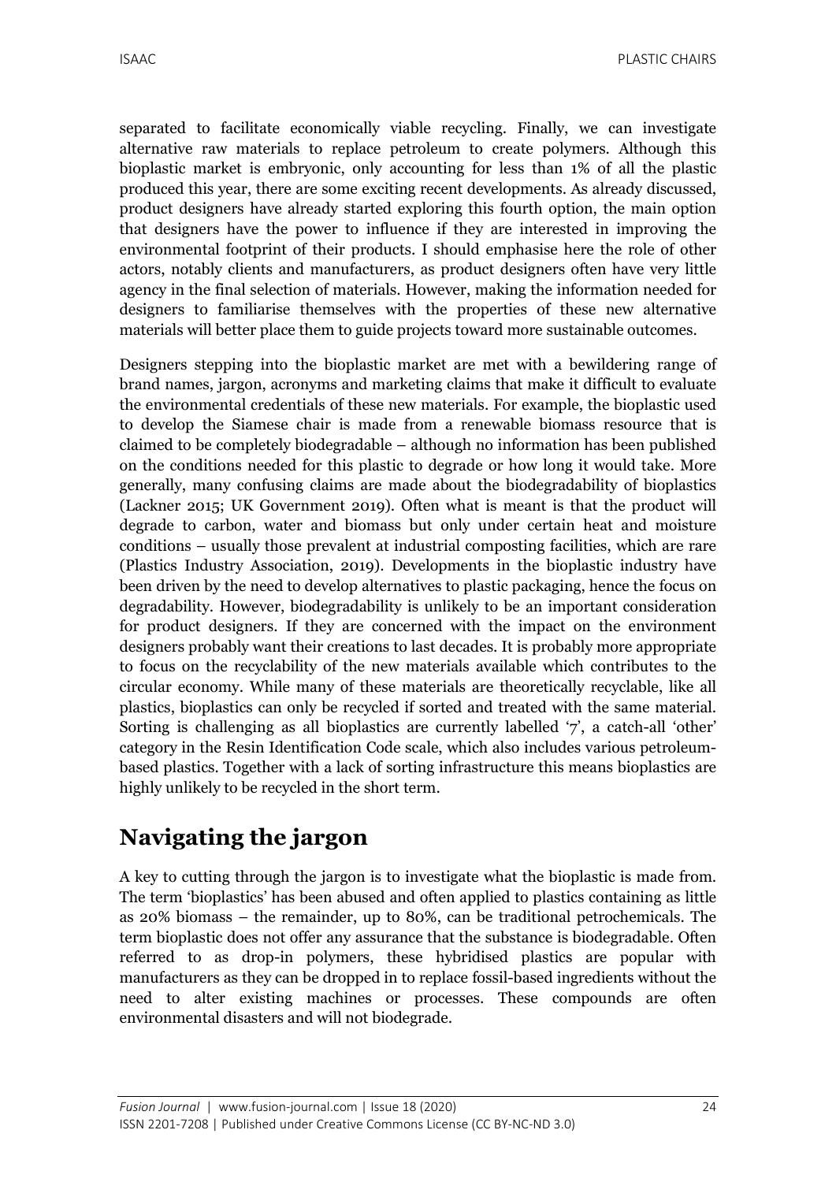separated to facilitate economically viable recycling. Finally, we can investigate alternative raw materials to replace petroleum to create polymers. Although this bioplastic market is embryonic, only accounting for less than 1% of all the plastic produced this year, there are some exciting recent developments. As already discussed, product designers have already started exploring this fourth option, the main option that designers have the power to influence if they are interested in improving the environmental footprint of their products. I should emphasise here the role of other actors, notably clients and manufacturers, as product designers often have very little agency in the final selection of materials. However, making the information needed for designers to familiarise themselves with the properties of these new alternative materials will better place them to guide projects toward more sustainable outcomes.

Designers stepping into the bioplastic market are met with a bewildering range of brand names, jargon, acronyms and marketing claims that make it difficult to evaluate the environmental credentials of these new materials. For example, the bioplastic used to develop the Siamese chair is made from a renewable biomass resource that is claimed to be completely biodegradable – although no information has been published on the conditions needed for this plastic to degrade or how long it would take. More generally, many confusing claims are made about the biodegradability of bioplastics (Lackner 2015; UK Government 2019). Often what is meant is that the product will degrade to carbon, water and biomass but only under certain heat and moisture conditions – usually those prevalent at industrial composting facilities, which are rare (Plastics Industry Association, 2019). Developments in the bioplastic industry have been driven by the need to develop alternatives to plastic packaging, hence the focus on degradability. However, biodegradability is unlikely to be an important consideration for product designers. If they are concerned with the impact on the environment designers probably want their creations to last decades. It is probably more appropriate to focus on the recyclability of the new materials available which contributes to the circular economy. While many of these materials are theoretically recyclable, like all plastics, bioplastics can only be recycled if sorted and treated with the same material. Sorting is challenging as all bioplastics are currently labelled '7', a catch-all 'other' category in the Resin Identification Code scale, which also includes various petroleum-based plastics. Together with a lack of sorting infrastructure this means bioplastics are highly unlikely to be recycled in the short term.

## Navigating the jargon

A key to cutting through the jargon is to investigate what the bioplastic is made from. The term 'bioplastics' has been abused and often applied to plastics containing as little as 20% biomass – the remainder, up to 80%, can be traditional petrochemicals. The term bioplastic does not offer any assurance that the substance is biodegradable. Often referred to as drop-in polymers, these hybridised plastics are popular with manufacturers as they can be dropped in to replace fossil-based ingredients without the need to alter existing machines or processes. These compounds are often environmental disasters and will not biodegrade.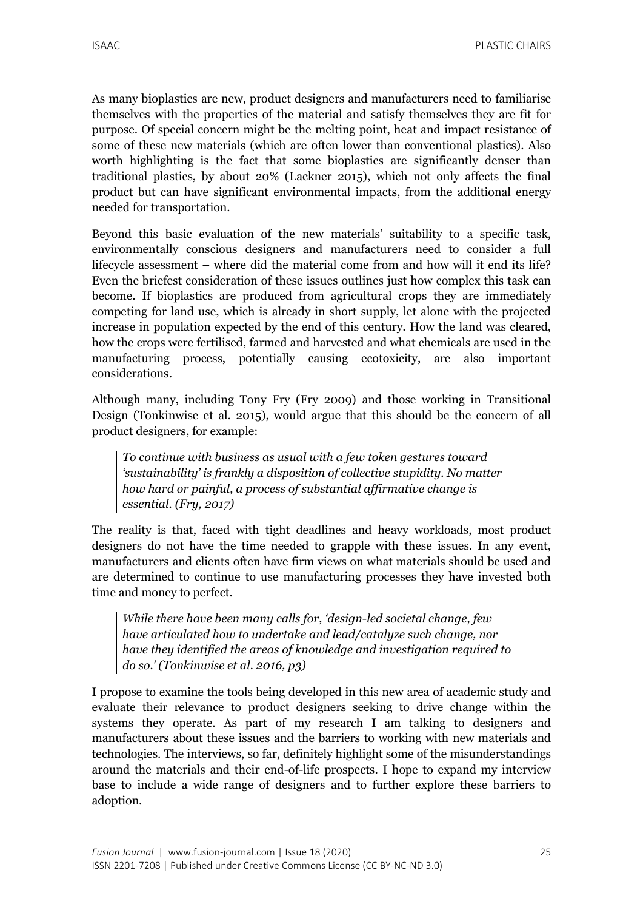As many bioplastics are new, product designers and manufacturers need to familiarise themselves with the properties of the material and satisfy themselves they are fit for purpose. Of special concern might be the melting point, heat and impact resistance of some of these new materials (which are often lower than conventional plastics). Also worth highlighting is the fact that some bioplastics are significantly denser than traditional plastics, by about 20% (Lackner 2015), which not only affects the final product but can have significant environmental impacts, from the additional energy needed for transportation.

Beyond this basic evaluation of the new materials' suitability to a specific task, environmentally conscious designers and manufacturers need to consider a full lifecycle assessment – where did the material come from and how will it end its life? Even the briefest consideration of these issues outlines just how complex this task can become. If bioplastics are produced from agricultural crops they are immediately competing for land use, which is already in short supply, let alone with the projected increase in population expected by the end of this century. How the land was cleared, how the crops were fertilised, farmed and harvested and what chemicals are used in the manufacturing process, potentially causing ecotoxicity, are also important considerations.

Although many, including Tony Fry (Fry 2009) and those working in Transitional Design (Tonkinwise et al. 2015), would argue that this should be the concern of all product designers, for example:

> *To continue with business as usual with a few token gestures toward 'sustainability' is frankly a disposition of collective stupidity. No matter how hard or painful, a process of substantial affirmative change is essential. (Fry, 2017)*

The reality is that, faced with tight deadlines and heavy workloads, most product designers do not have the time needed to grapple with these issues. In any event, manufacturers and clients often have firm views on what materials should be used and are determined to continue to use manufacturing processes they have invested both time and money to perfect.

> *While there have been many calls for, 'design-led societal change, few have articulated how to undertake and lead/catalyze such change, nor have they identified the areas of knowledge and investigation required to do so.' (Tonkinwise et al. 2016, p3)*

I propose to examine the tools being developed in this new area of academic study and evaluate their relevance to product designers seeking to drive change within the systems they operate. As part of my research I am talking to designers and manufacturers about these issues and the barriers to working with new materials and technologies. The interviews, so far, definitely highlight some of the misunderstandings around the materials and their end-of-life prospects. I hope to expand my interview base to include a wide range of designers and to further explore these barriers to adoption.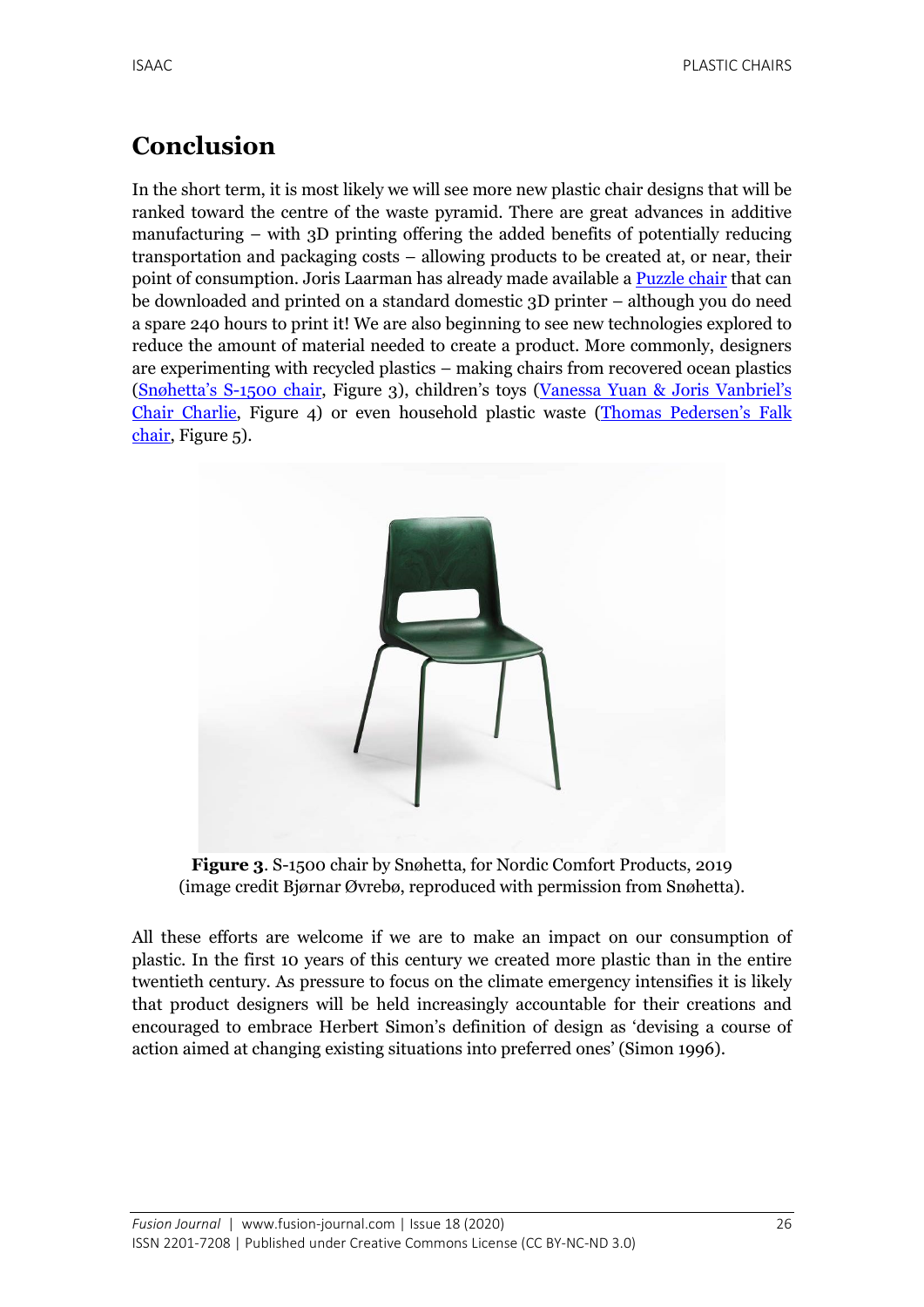## Conclusion

In the short term, it is most likely we will see more new plastic chair designs that will be ranked toward the centre of the waste pyramid. There are great advances in additive manufacturing – with 3D printing offering the added benefits of potentially reducing transportation and packaging costs – allowing products to be created at, or near, their point of consumption. Joris Laarman has already made available a Puzzle chair that can be downloaded and printed on a standard domestic 3D printer – although you do need a spare 240 hours to print it! We are also beginning to see new technologies explored to reduce the amount of material needed to create a product. More commonly, designers are experimenting with recycled plastics – making chairs from recovered ocean plastics (Snøhetta's S-1500 chair, Figure 3), children's toys (Vanessa Yuan & Joris Vanbriel's Chair Charlie, Figure 4) or even household plastic waste (Thomas Pedersen's Falk chair, Figure 5).

**Figure 3**. S-1500 chair by Snøhetta, for Nordic Comfort Products, 2019 (image credit Bjørnar Øvrebø, reproduced with permission from Snøhetta).

All these efforts are welcome if we are to make an impact on our consumption of plastic. In the first 10 years of this century we created more plastic than in the entire twentieth century. As pressure to focus on the climate emergency intensifies it is likely that product designers will be held increasingly accountable for their creations and encouraged to embrace Herbert Simon's definition of design as 'devising a course of action aimed at changing existing situations into preferred ones' (Simon 1996).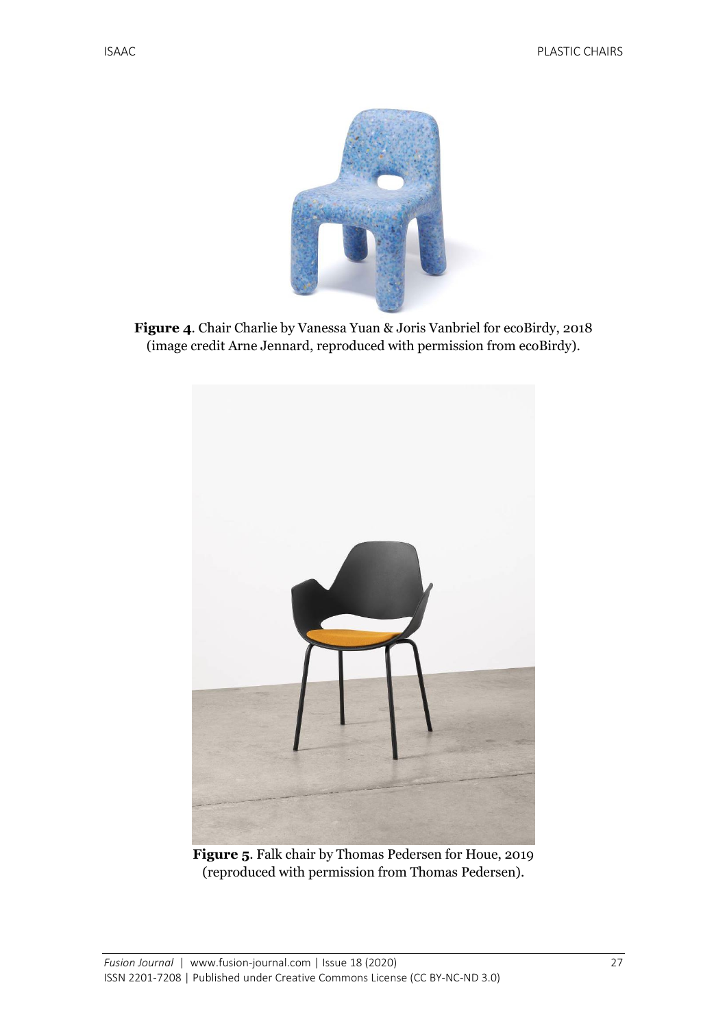**Figure 4**. Chair Charlie by Vanessa Yuan & Joris Vanbriel for ecoBirdy, 2018 (image credit Arne Jennard, reproduced with permission from ecoBirdy).

**Figure 5**. Falk chair by Thomas Pedersen for Houe, 2019 (reproduced with permission from Thomas Pedersen).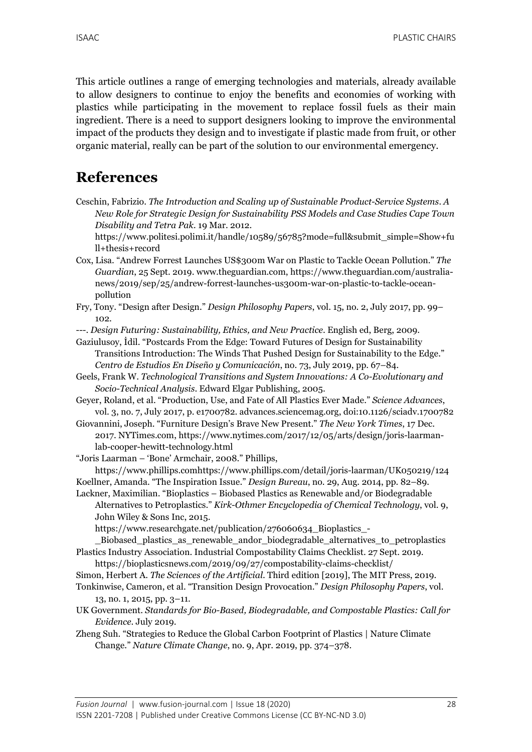This article outlines a range of emerging technologies and materials, already available to allow designers to continue to enjoy the benefits and economies of working with plastics while participating in the movement to replace fossil fuels as their main ingredient. There is a need to support designers looking to improve the environmental impact of the products they design and to investigate if plastic made from fruit, or other organic material, really can be part of the solution to our environmental emergency.

# References

Ceschin, Fabrizio. *The Introduction and Scaling up of Sustainable Product-Service Systems. A New Role for Strategic Design for Sustainability PSS Models and Case Studies Cape Town Disability and Tetra Pak*. 19 Mar. 2012. https://www.politesi.polimi.it/handle/10589/56785?mode=full&submit_simple=Show+full+thesis+record

Cox, Lisa. "Andrew Forrest Launches US$300m War on Plastic to Tackle Ocean Pollution." *The Guardian*, 25 Sept. 2019. www.theguardian.com, https://www.theguardian.com/australia-news/2019/sep/25/andrew-forrest-launches-us300m-war-on-plastic-to-tackle-ocean-pollution

Fry, Tony. "Design after Design." *Design Philosophy Papers*, vol. 15, no. 2, July 2017, pp. 99–102.

---. *Design Futuring: Sustainability, Ethics, and New Practice*. English ed, Berg, 2009.

Gaziulusoy, İdil. "Postcards From the Edge: Toward Futures of Design for Sustainability Transitions Introduction: The Winds That Pushed Design for Sustainability to the Edge." *Centro de Estudios En Diseño y Comunicación*, no. 73, July 2019, pp. 67–84.

Geels, Frank W. *Technological Transitions and System Innovations: A Co-Evolutionary and Socio-Technical Analysis*. Edward Elgar Publishing, 2005.

Geyer, Roland, et al. "Production, Use, and Fate of All Plastics Ever Made." *Science Advances*, vol. 3, no. 7, July 2017, p. e1700782. advances.sciencemag.org, doi:10.1126/sciadv.1700782

Giovannini, Joseph. "Furniture Design's Brave New Present." *The New York Times*, 17 Dec. 2017. NYTimes.com, https://www.nytimes.com/2017/12/05/arts/design/joris-laarman-lab-cooper-hewitt-technology.html

"Joris Laarman – 'Bone' Armchair, 2008." Phillips, https://www.phillips.comhttps://www.phillips.com/detail/joris-laarman/UK050219/124

Koellner, Amanda. "The Inspiration Issue." *Design Bureau*, no. 29, Aug. 2014, pp. 82–89.

Lackner, Maximilian. "Bioplastics – Biobased Plastics as Renewable and/or Biodegradable Alternatives to Petroplastics." *Kirk-Othmer Encyclopedia of Chemical Technology*, vol. 9, John Wiley & Sons Inc, 2015. https://www.researchgate.net/publication/276060634_Bioplastics_-_Biobased_plastics_as_renewable_andor_biodegradable_alternatives_to_petroplastics

Plastics Industry Association. Industrial Compostability Claims Checklist. 27 Sept. 2019. https://bioplasticsnews.com/2019/09/27/compostability-claims-checklist/

Simon, Herbert A. *The Sciences of the Artificial*. Third edition [2019], The MIT Press, 2019.

Tonkinwise, Cameron, et al. "Transition Design Provocation." *Design Philosophy Papers*, vol. 13, no. 1, 2015, pp. 3–11.

UK Government. *Standards for Bio-Based, Biodegradable, and Compostable Plastics: Call for Evidence*. July 2019.

Zheng Suh. "Strategies to Reduce the Global Carbon Footprint of Plastics | Nature Climate Change." *Nature Climate Change*, no. 9, Apr. 2019, pp. 374–378.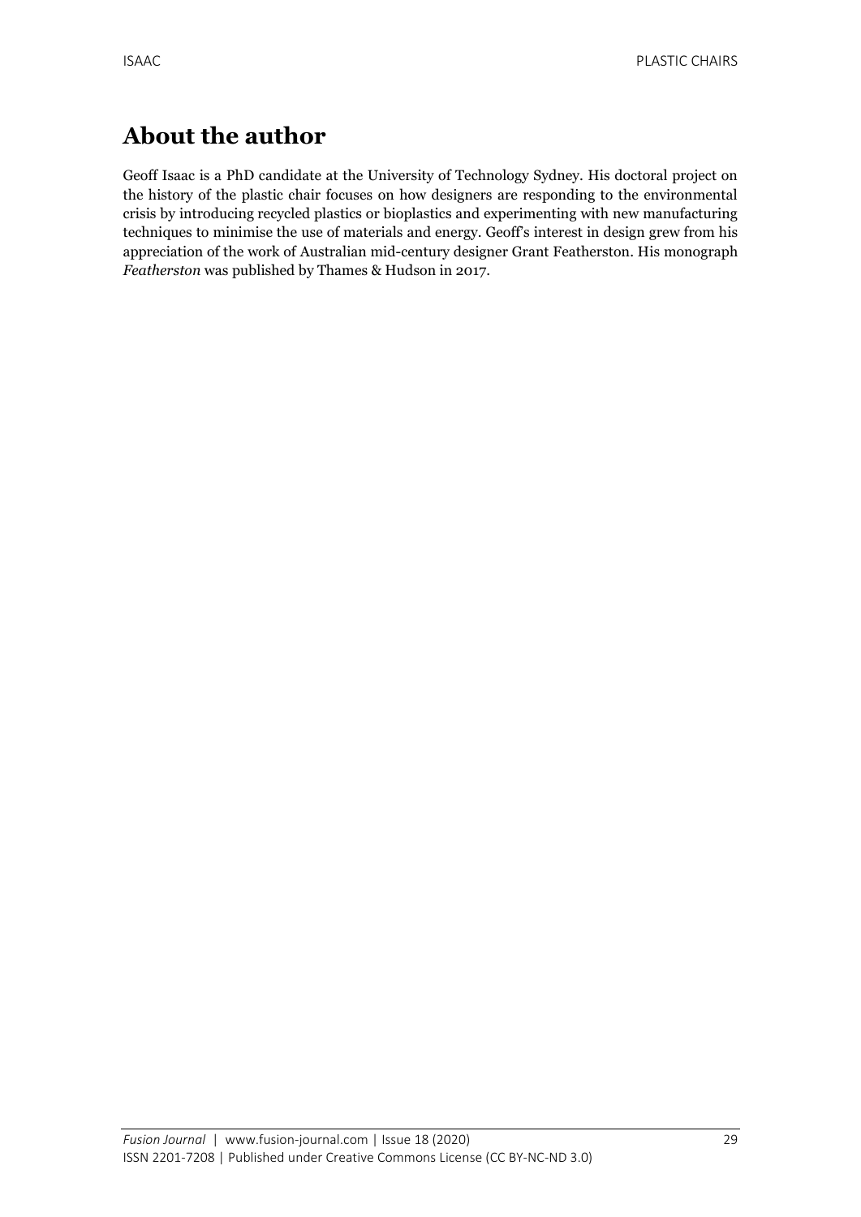## About the author

Geoff Isaac is a PhD candidate at the University of Technology Sydney. His doctoral project on the history of the plastic chair focuses on how designers are responding to the environmental crisis by introducing recycled plastics or bioplastics and experimenting with new manufacturing techniques to minimise the use of materials and energy. Geoff's interest in design grew from his appreciation of the work of Australian mid-century designer Grant Featherston. His monograph *Featherston* was published by Thames & Hudson in 2017.